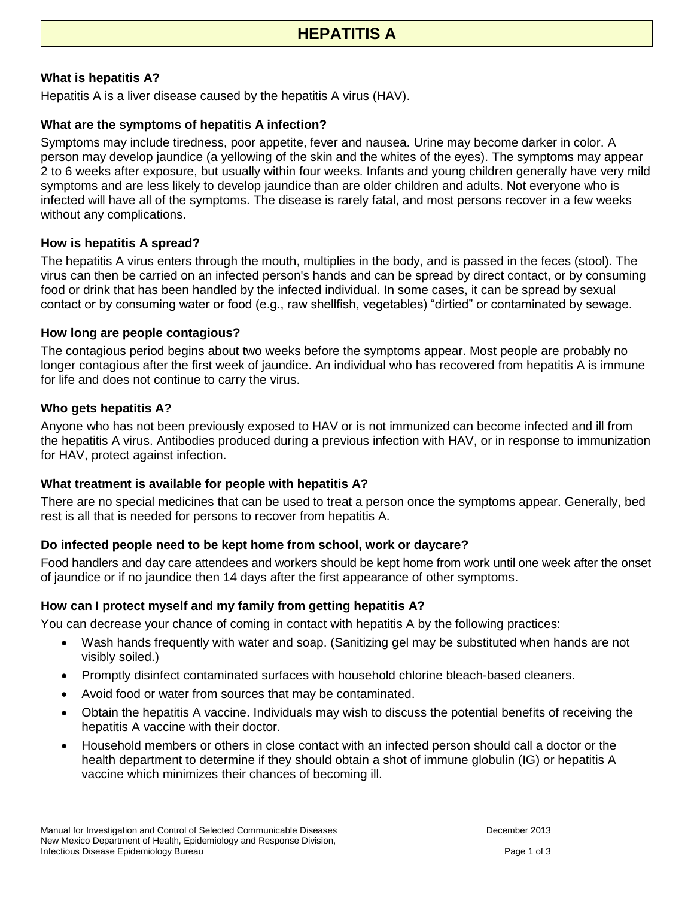# HEPATITIS A

### What is hepatitis A?

Hepatitis A is a liver disease caused by the hepatitis A virus (HAV).

### What are the symptoms of hepatitis A infection?

Symptoms may include tiredness, poor appetite, fever and nausea. Urine may become darker in color. A person may develop jaundice (a yellowing of the skin and the whites of the eyes). The symptoms may appear 2 to 6 weeks after exposure, but usually within four weeks. Infants and young children generally have very mild symptoms and are less likely to develop jaundice than are older children and adults. Not everyone who is infected will have all of the symptoms. The disease is rarely fatal, and most persons recover in a few weeks without any complications.

### How is hepatitis A spread?

The hepatitis A virus enters through the mouth, multiplies in the body, and is passed in the feces (stool). The virus can then be carried on an infected person's hands and can be spread by direct contact, or by consuming food or drink that has been handled by the infected individual. In some cases, it can be spread by sexual contact or by consuming water or food (e.g., raw shellfish, vegetables) "dirtied" or contaminated by sewage.

### How long are people contagious?

The contagious period begins about two weeks before the symptoms appear. Most people are probably no longer contagious after the first week of jaundice. An individual who has recovered from hepatitis A is immune for life and does not continue to carry the virus.

### Who gets hepatitis A?

Anyone who has not been previously exposed to HAV or is not immunized can become infected and ill from the hepatitis A virus. Antibodies produced during a previous infection with HAV, or in response to immunization for HAV, protect against infection.

### What treatment is available for people with hepatitis A?

There are no special medicines that can be used to treat a person once the symptoms appear. Generally, bed rest is all that is needed for persons to recover from hepatitis A.

### Do infected people need to be kept home from school, work or daycare?

Food handlers and day care attendees and workers should be kept home from work until one week after the onset of jaundice or if no jaundice then 14 days after the first appearance of other symptoms.

### How can I protect myself and my family from getting hepatitis A?

You can decrease your chance of coming in contact with hepatitis A by the following practices:

- Wash hands frequently with water and soap. (Sanitizing gel may be substituted when hands are not visibly soiled.)
- Promptly disinfect contaminated surfaces with household chlorine bleach-based cleaners.
- Avoid food or water from sources that may be contaminated.
- Obtain the hepatitis A vaccine. Individuals may wish to discuss the potential benefits of receiving the hepatitis A vaccine with their doctor.
- Household members or others in close contact with an infected person should call a doctor or the health department to determine if they should obtain a shot of immune globulin (IG) or hepatitis A vaccine which minimizes their chances of becoming ill.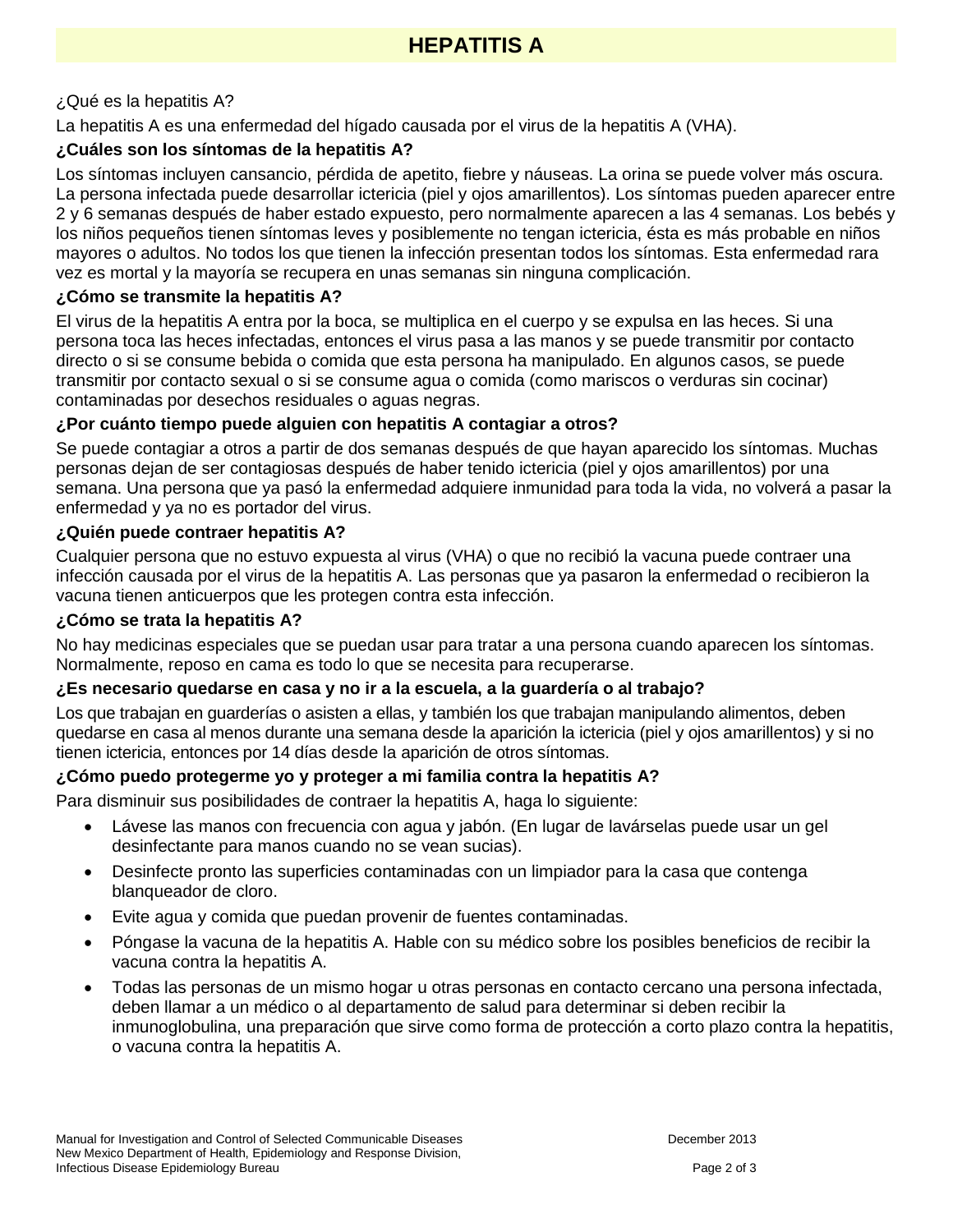# HEPATITIS A

¿Qué es la hepatitis A?

La hepatitis A es una enfermedad del hígado causada por el virus de la hepatitis A (VHA).

**¿Cuáles son los síntomas de la hepatitis A?**

Los síntomas incluyen cansancio, pérdida de apetito, fiebre y náuseas. La orina se puede volver más oscura. La persona infectada puede desarrollar ictericia (piel y ojos amarillentos). Los síntomas pueden aparecer entre 2 y 6 semanas después de haber estado expuesto, pero normalmente aparecen a las 4 semanas. Los bebés y los niños pequeños tienen síntomas leves y posiblemente no tengan ictericia, ésta es más probable en niños mayores o adultos. No todos los que tienen la infección presentan todos los síntomas. Esta enfermedad rara vez es mortal y la mayoría se recupera en unas semanas sin ninguna complicación.

**¿Cómo se transmite la hepatitis A?**

El virus de la hepatitis A entra por la boca, se multiplica en el cuerpo y se expulsa en las heces. Si una persona toca las heces infectadas, entonces el virus pasa a las manos y se puede transmitir por contacto directo o si se consume bebida o comida que esta persona ha manipulado. En algunos casos, se puede transmitir por contacto sexual o si se consume agua o comida (como mariscos o verduras sin cocinar) contaminadas por desechos residuales o aguas negras.

**¿Por cuánto tiempo puede alguien con hepatitis A contagiar a otros?**

Se puede contagiar a otros a partir de dos semanas después de que hayan aparecido los síntomas. Muchas personas dejan de ser contagiosas después de haber tenido ictericia (piel y ojos amarillentos) por una semana. Una persona que ya pasó la enfermedad adquiere inmunidad para toda la vida, no volverá a pasar la enfermedad y ya no es portador del virus.

**¿Quién puede contraer hepatitis A?**

Cualquier persona que no estuvo expuesta al virus (VHA) o que no recibió la vacuna puede contraer una infección causada por el virus de la hepatitis A. Las personas que ya pasaron la enfermedad o recibieron la vacuna tienen anticuerpos que les protegen contra esta infección.

**¿Cómo se trata la hepatitis A?**

No hay medicinas especiales que se puedan usar para tratar a una persona cuando aparecen los síntomas. Normalmente, reposo en cama es todo lo que se necesita para recuperarse.

**¿Es necesario quedarse en casa y no ir a la escuela, a la guardería o al trabajo?**

Los que trabajan en guarderías o asisten a ellas, y también los que trabajan manipulando alimentos, deben quedarse en casa al menos durante una semana desde la aparición la ictericia (piel y ojos amarillentos) y si no tienen ictericia, entonces por 14 días desde la aparición de otros síntomas.

**¿Cómo puedo protegerme yo y proteger a mi familia contra la hepatitis A?**

Para disminuir sus posibilidades de contraer la hepatitis A, haga lo siguiente:

- Lávese las manos con frecuencia con agua y jabón. (En lugar de lavárselas puede usar un gel desinfectante para manos cuando no se vean sucias).
- Desinfecte pronto las superficies contaminadas con un limpiador para la casa que contenga blanqueador de cloro.
- Evite agua y comida que puedan provenir de fuentes contaminadas.
- Póngase la vacuna de la hepatitis A. Hable con su médico sobre los posibles beneficios de recibir la vacuna contra la hepatitis A.
- Todas las personas de un mismo hogar u otras personas en contacto cercano una persona infectada, deben llamar a un médico o al departamento de salud para determinar si deben recibir la inmunoglobulina, una preparación que sirve como forma de protección a corto plazo contra la hepatitis, o vacuna contra la hepatitis A.